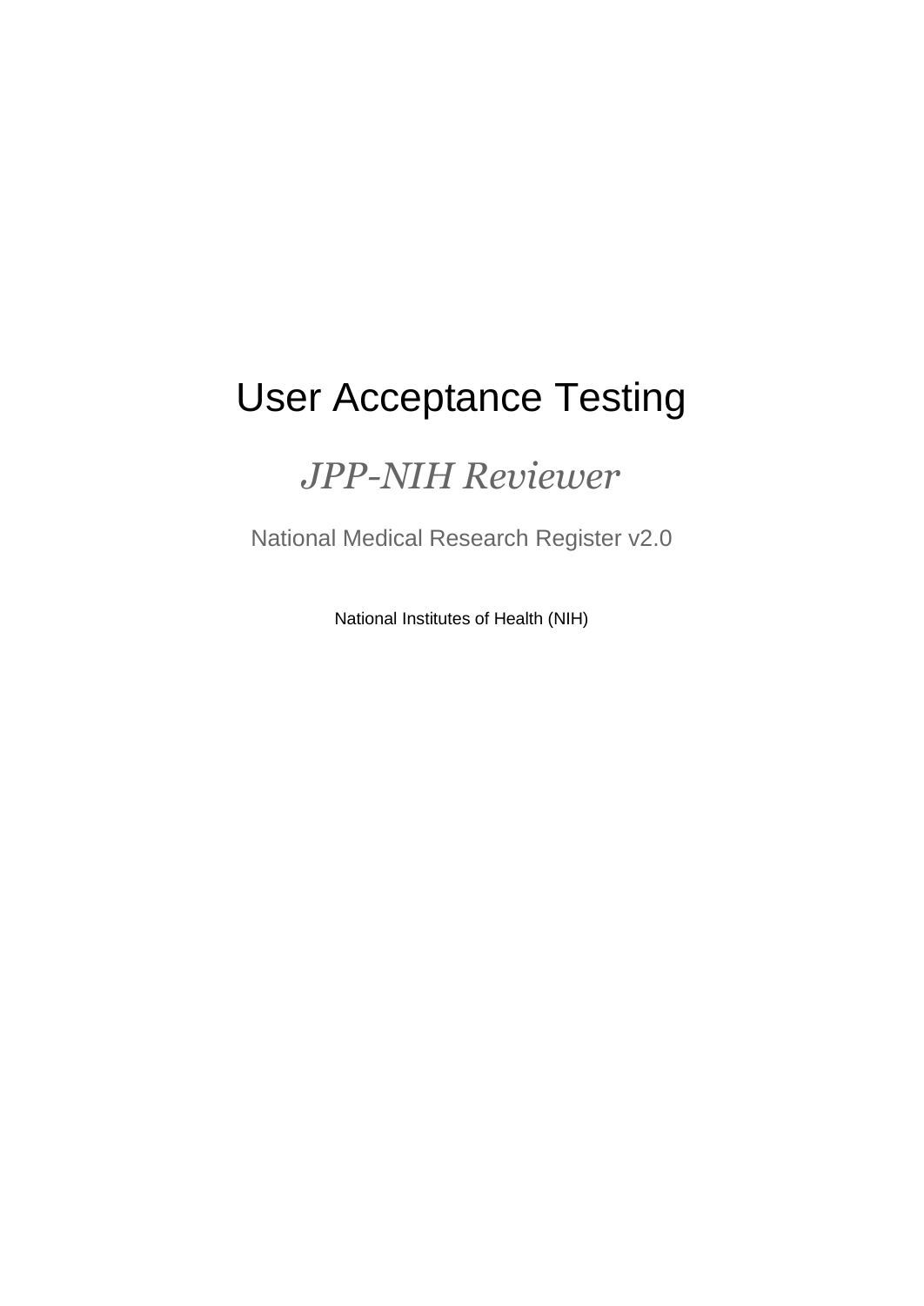# User Acceptance Testing

## *JPP-NIH Reviewer*

National Medical Research Register v2.0

National Institutes of Health (NIH)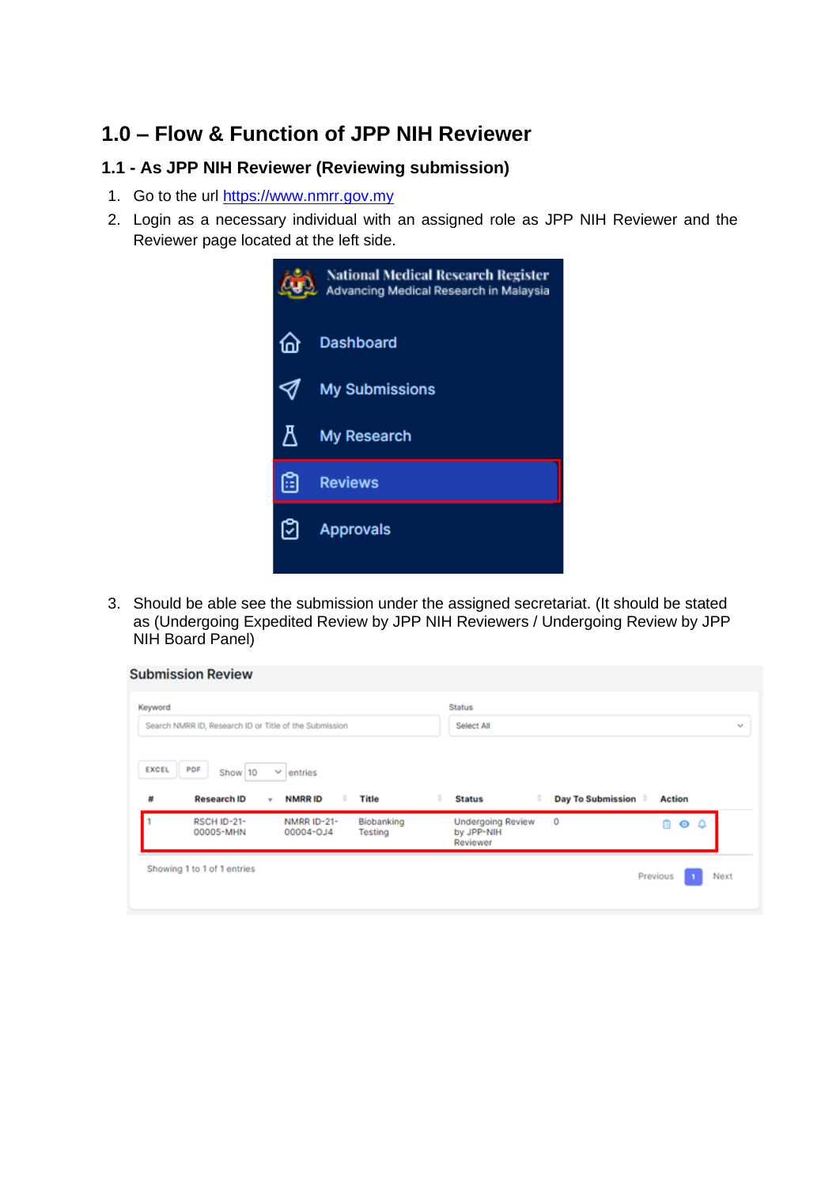# 1.0 – Flow & Function of JPP NIH Reviewer

## 1.1 - As JPP NIH Reviewer (Reviewing submission)

1. Go to the url https://www.nmrr.gov.my
2. Login as a necessary individual with an assigned role as JPP NIH Reviewer and the Reviewer page located at the left side.

3. Should be able see the submission under the assigned secretariat. (It should be stated as (Undergoing Expedited Review by JPP NIH Reviewers / Undergoing Review by JPP NIH Board Panel)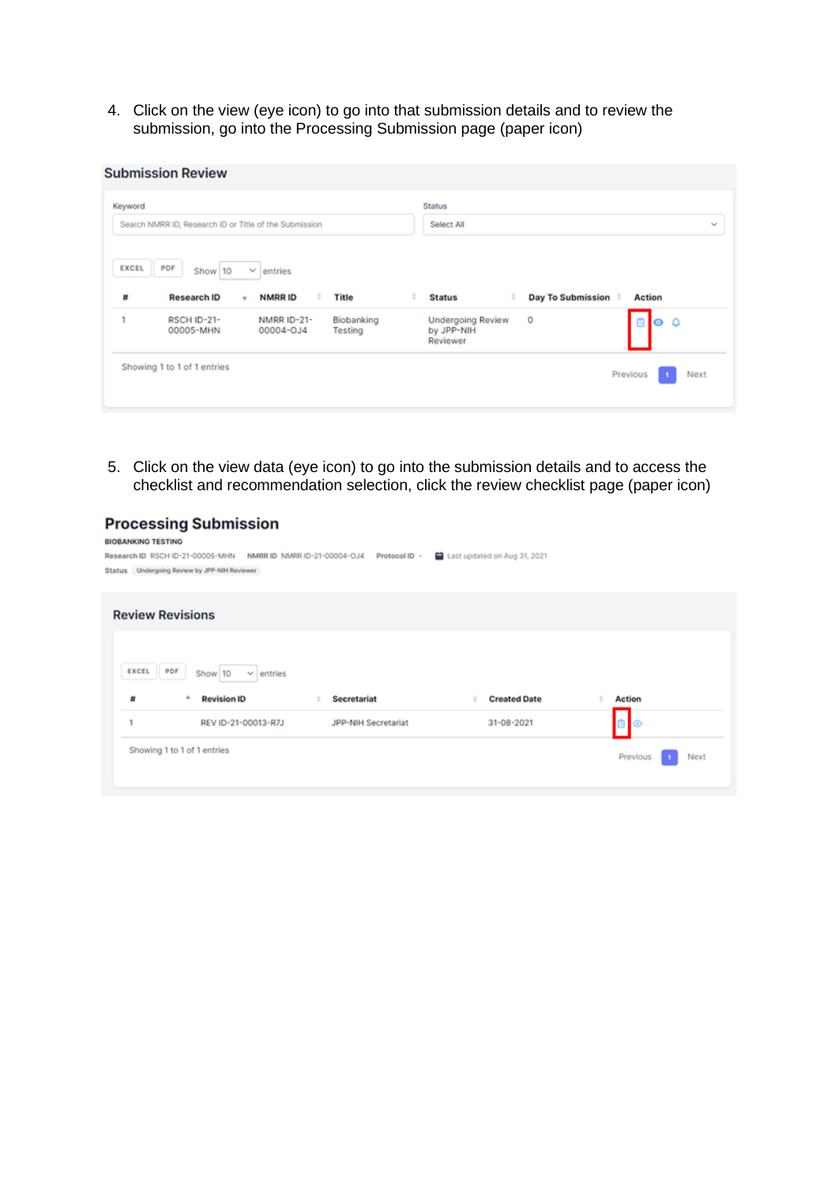4. Click on the view (eye icon) to go into that submission details and to review the submission, go into the Processing Submission page (paper icon)

**Submission Review**

Keyword

Search NMRR ID, Research ID or Title of the Submission

Status

Select All

EXCEL PDF Show 10 entries

| # | Research ID | NMRR ID | Title | Status | Day To Submission | Action |
|---|---|---|---|---|---|---|
| 1 | RSCH ID-21-00005-MHN | NMRR ID-21-00004-OJ4 | Biobanking Testing | Undergoing Review by JPP-NIH Reviewer | 0 | |

Showing 1 to 1 of 1 entries

Previous 1 Next

5. Click on the view data (eye icon) to go into the submission details and to access the checklist and recommendation selection, click the review checklist page (paper icon)

**Processing Submission**

BIOBANKING TESTING

Research ID RSCH ID-21-00005-MHN NMRR ID NMRR ID-21-00004-OJ4 Protocol ID - Last updated on Aug 31, 2021

Status Undergoing Review by JPP-NIH Reviewer

**Review Revisions**

EXCEL PDF Show 10 entries

| # | Revision ID | Secretariat | Created Date | Action |
|---|---|---|---|---|
| 1 | REV ID-21-00013-R7J | JPP-NIH Secretariat | 31-08-2021 | |

Showing 1 to 1 of 1 entries

Previous 1 Next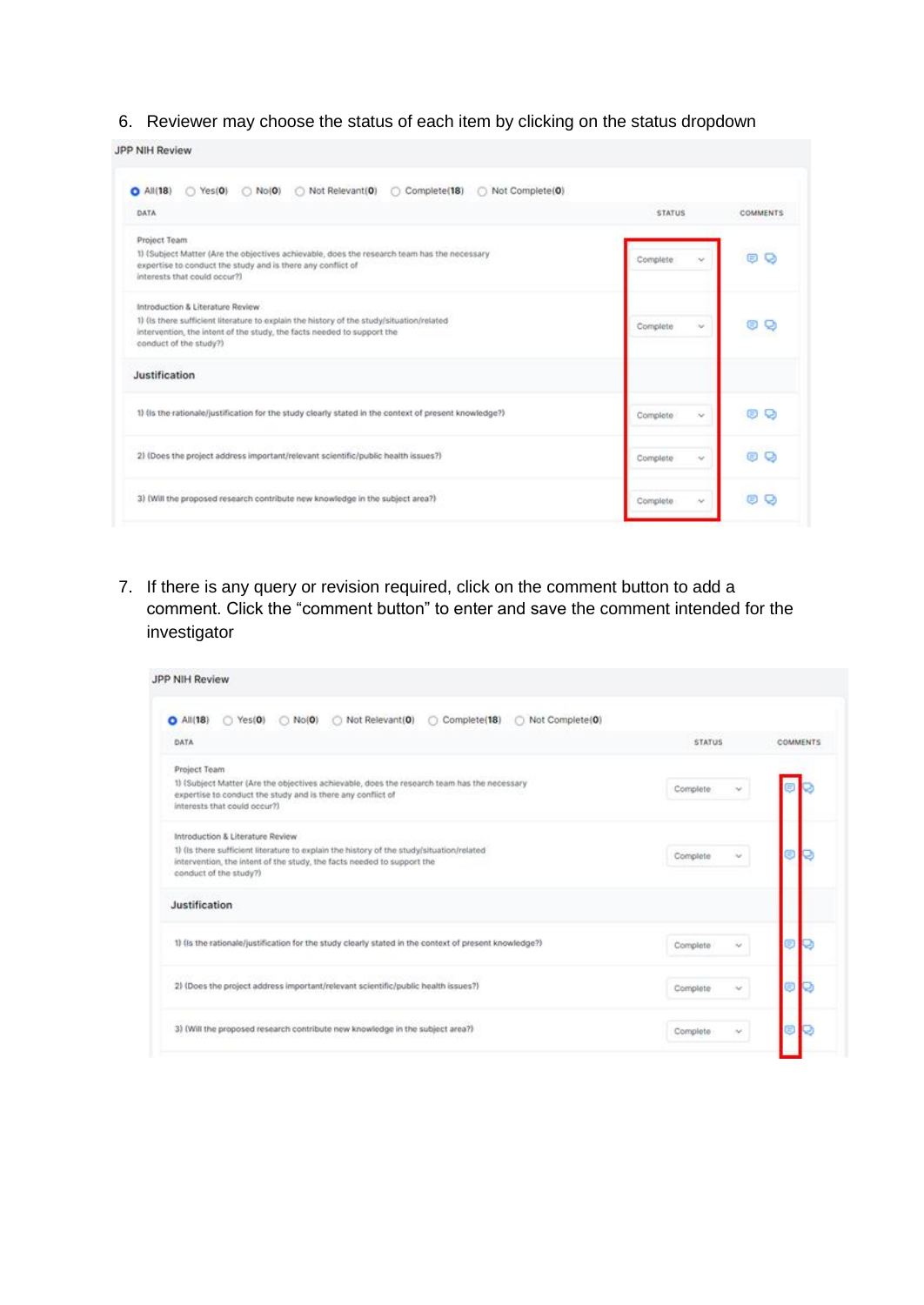6. Reviewer may choose the status of each item by clicking on the status dropdown

JPP NIH Review

All(18) Yes(0) No(0) Not Relevant(0) Complete(18) Not Complete(0)

| DATA | STATUS | COMMENTS |
|---|---|---|
| Project Team<br>1) (Subject Matter (Are the objectives achievable, does the research team has the necessary expertise to conduct the study and is there any conflict of interests that could occur?) | Complete | |
| Introduction & Literature Review<br>1) (Is there sufficient literature to explain the history of the study/situation/related intervention, the intent of the study, the facts needed to support the conduct of the study?) | Complete | |
| **Justification** | | |
| 1) (Is the rationale/justification for the study clearly stated in the context of present knowledge?) | Complete | |
| 2) (Does the project address important/relevant scientific/public health issues?) | Complete | |
| 3) (Will the proposed research contribute new knowledge in the subject area?) | Complete | |

7. If there is any query or revision required, click on the comment button to add a comment. Click the "comment button" to enter and save the comment intended for the investigator

JPP NIH Review

All(18) Yes(0) No(0) Not Relevant(0) Complete(18) Not Complete(0)

| DATA | STATUS | COMMENTS |
|---|---|---|
| Project Team<br>1) (Subject Matter (Are the objectives achievable, does the research team has the necessary expertise to conduct the study and is there any conflict of interests that could occur?) | Complete | |
| Introduction & Literature Review<br>1) (Is there sufficient literature to explain the history of the study/situation/related intervention, the intent of the study, the facts needed to support the conduct of the study?) | Complete | |
| **Justification** | | |
| 1) (Is the rationale/justification for the study clearly stated in the context of present knowledge?) | Complete | |
| 2) (Does the project address important/relevant scientific/public health issues?) | Complete | |
| 3) (Will the proposed research contribute new knowledge in the subject area?) | Complete | |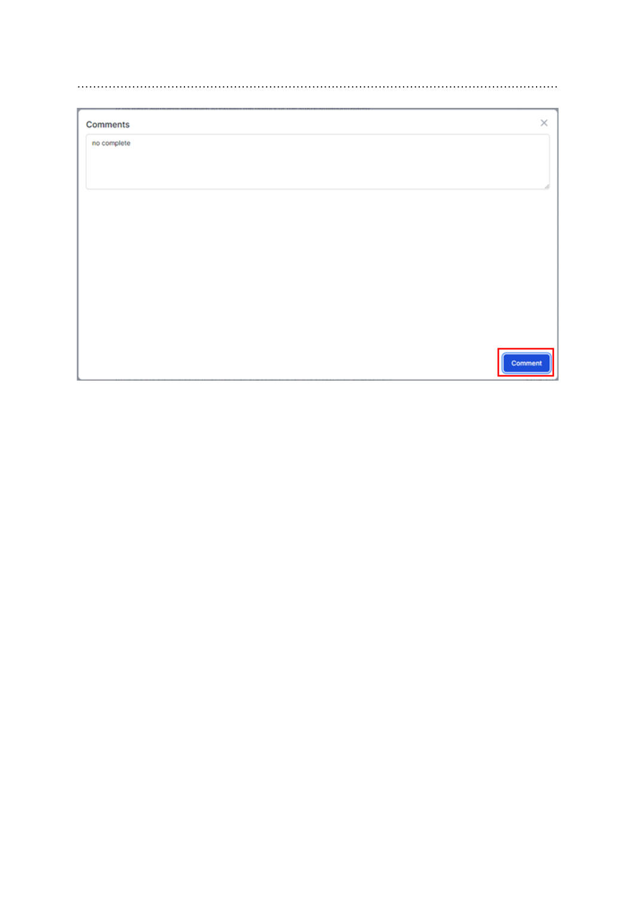Comments

no complete

Comment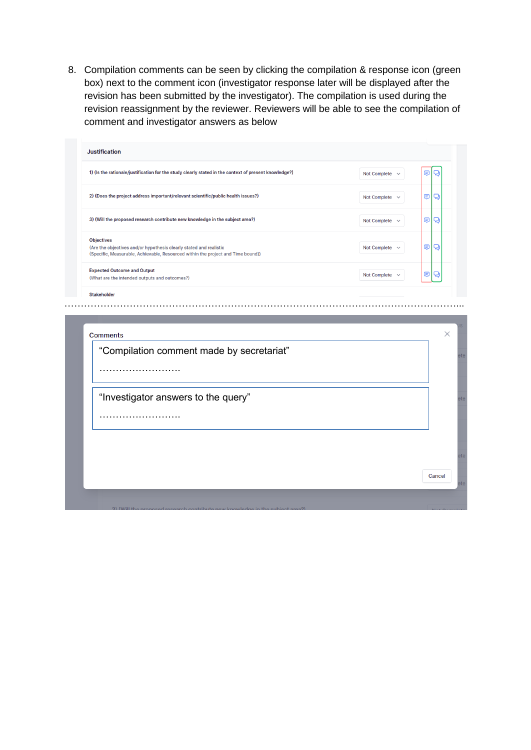8. Compilation comments can be seen by clicking the compilation & response icon (green box) next to the comment icon (investigator response later will be displayed after the revision has been submitted by the investigator). The compilation is used during the revision reassignment by the reviewer. Reviewers will be able to see the compilation of comment and investigator answers as below

**Justification**

| | | |
|---|---|---|
| 1) (Is the rationale/justification for the study clearly stated in the context of present knowledge?) | Not Complete | |
| 2) (Does the project address important/relevant scientific/public health issues?) | Not Complete | |
| 3) (Will the proposed research contribute new knowledge in the subject area?) | Not Complete | |
| **Objectives** (Are the objectives and/or hypothesis clearly stated and realistic (Specific, Measurable, Achievable, Resourced within the project and Time bound)) | Not Complete | |
| **Expected Outcome and Output** (What are the intended outputs and outcomes?) | Not Complete | |
| **Stakeholder** | | |

…………………………………………………………………………………………………

**Comments**

"Compilation comment made by secretariat"

……………………….

"Investigator answers to the query"

……………………….

Cancel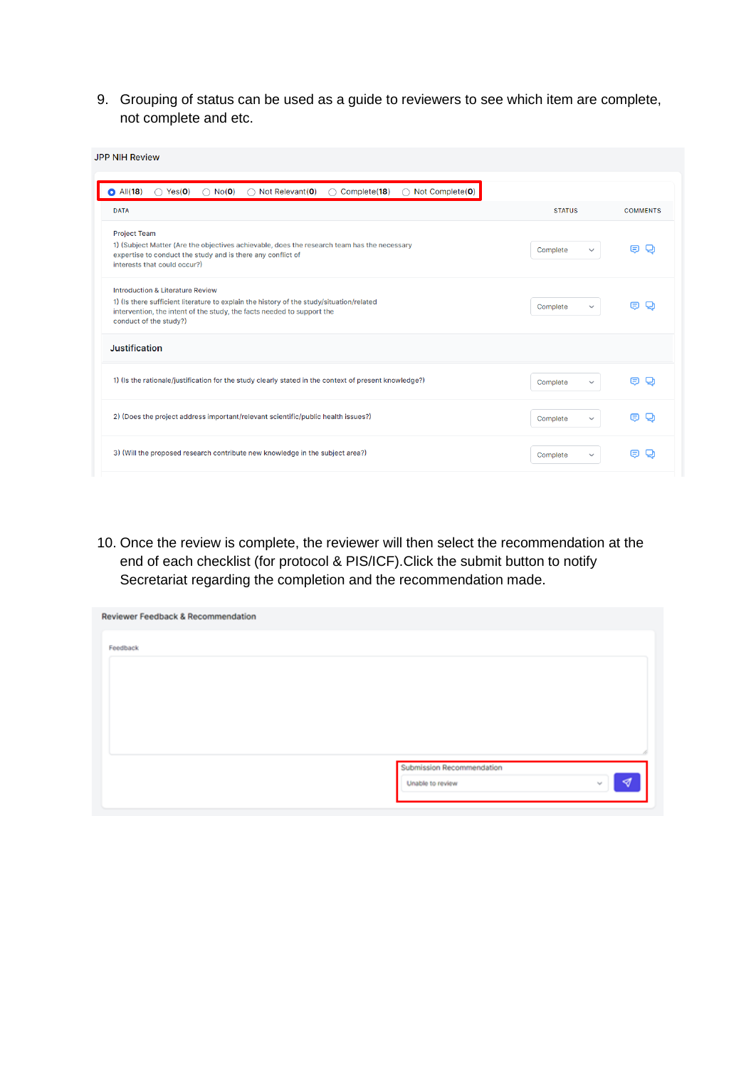9. Grouping of status can be used as a guide to reviewers to see which item are complete, not complete and etc.

JPP NIH Review

All(**18**) Yes(**0**) No(**0**) Not Relevant(**0**) Complete(**18**) Not Complete(**0**)

| DATA | STATUS | COMMENTS |
|---|---|---|
| Project Team<br>1) (Subject Matter (Are the objectives achievable, does the research team has the necessary expertise to conduct the study and is there any conflict of interests that could occur?) | Complete | |
| Introduction & Literature Review<br>1) (Is there sufficient literature to explain the history of the study/situation/related intervention, the intent of the study, the facts needed to support the conduct of the study?) | Complete | |
| **Justification** | | |
| 1) (Is the rationale/justification for the study clearly stated in the context of present knowledge?) | Complete | |
| 2) (Does the project address important/relevant scientific/public health issues?) | Complete | |
| 3) (Will the proposed research contribute new knowledge in the subject area?) | Complete | |

10. Once the review is complete, the reviewer will then select the recommendation at the end of each checklist (for protocol & PIS/ICF).Click the submit button to notify Secretariat regarding the completion and the recommendation made.

Reviewer Feedback & Recommendation

Feedback

Submission Recommendation

Unable to review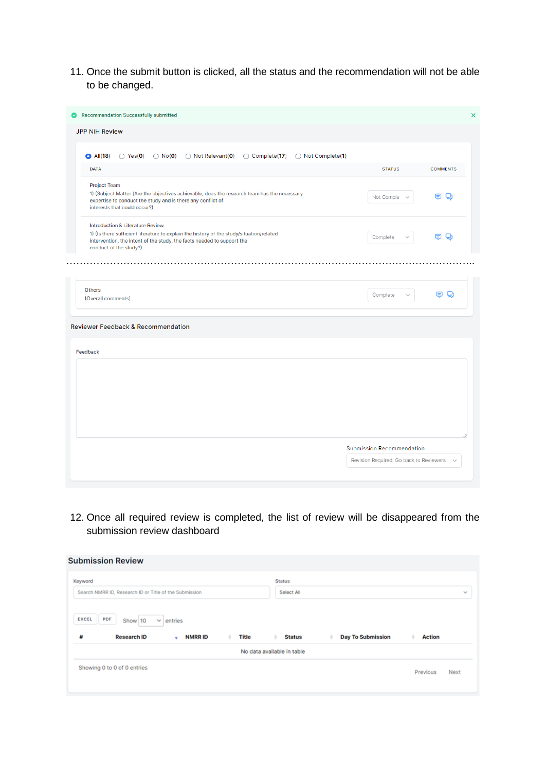11. Once the submit button is clicked, all the status and the recommendation will not be able to be changed.

Recommendation Successfully submitted

JPP NIH Review

All(18) Yes(0) No(0) Not Relevant(0) Complete(17) Not Complete(1)

| DATA | STATUS | COMMENTS |
|---|---|---|
| Project Team<br>1) (Subject Matter (Are the objectives achievable, does the research team has the necessary expertise to conduct the study and is there any conflict of interests that could occur?) | Not Comple | |
| Introduction & Literature Review<br>1) (Is there sufficient literature to explain the history of the study/situation/related intervention, the intent of the study, the facts needed to support the conduct of the study?) | Complete | |
| ........................................ | | |
| Others<br>(Overall comments) | Complete | |

Reviewer Feedback & Recommendation

Feedback

Submission Recommendation

Revision Required, Go back to Reviewers

12. Once all required review is completed, the list of review will be disappeared from the submission review dashboard

## Submission Review

Keyword: Search NMRR ID, Research ID or Title of the Submission

Status: Select All

EXCEL PDF Show 10 entries

| # | Research ID | NMRR ID | Title | Status | Day To Submission | Action |
|---|---|---|---|---|---|---|
| No data available in table | | | | | | |

Showing 0 to 0 of 0 entries

Previous Next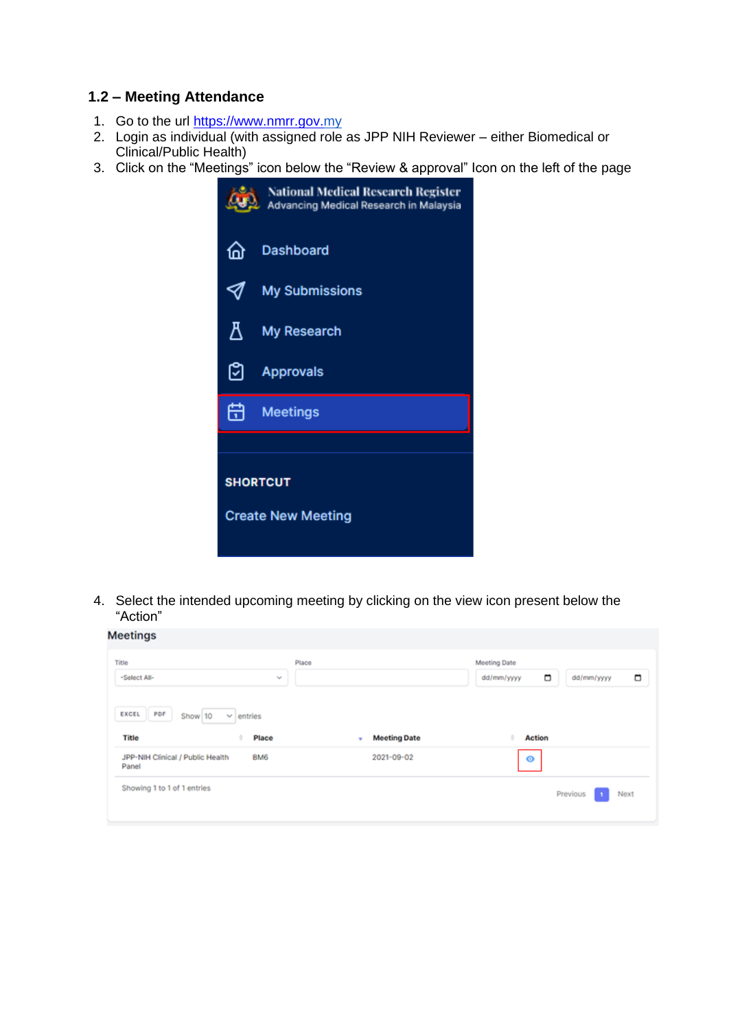### 1.2 – Meeting Attendance

1. Go to the url [https://www.nmrr.gov.my](https://www.nmrr.gov.my)
2. Login as individual (with assigned role as JPP NIH Reviewer – either Biomedical or Clinical/Public Health)
3. Click on the “Meetings” icon below the “Review & approval” Icon on the left of the page

National Medical Research Register
Advancing Medical Research in Malaysia

- Dashboard
- My Submissions
- My Research
- Approvals
- Meetings

SHORTCUT

Create New Meeting

4. Select the intended upcoming meeting by clicking on the view icon present below the “Action”

Meetings

Title: -Select All-
Place:
Meeting Date: dd/mm/yyyy – dd/mm/yyyy

EXCEL | PDF | Show 10 entries

| Title | Place | Meeting Date | Action |
|---|---|---|---|
| JPP-NIH Clinical / Public Health Panel | BM6 | 2021-09-02 | |

Showing 1 to 1 of 1 entries

Previous 1 Next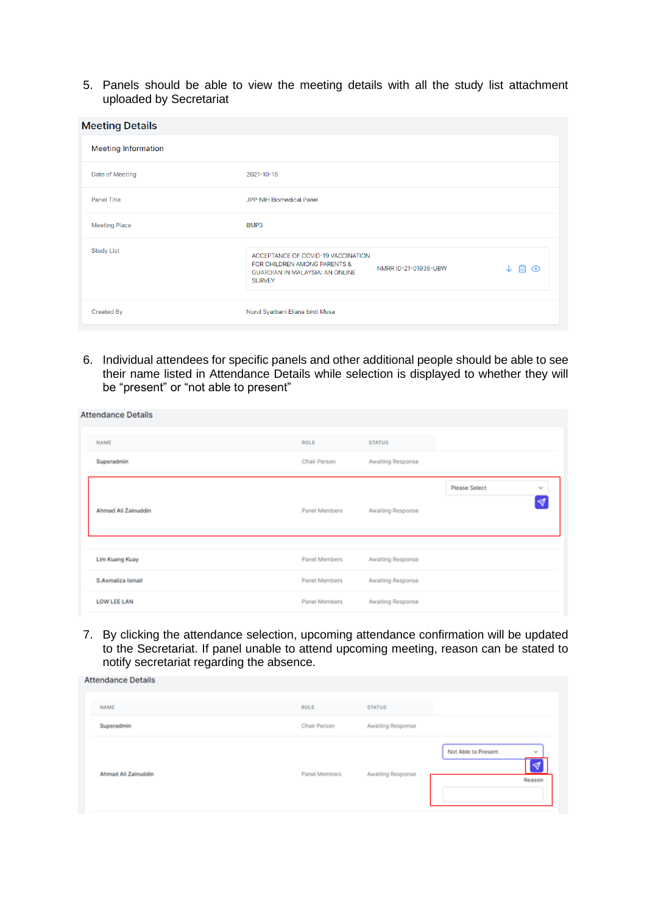5. Panels should be able to view the meeting details with all the study list attachment uploaded by Secretariat

**Meeting Details**

| Meeting Information | |
|---|---|
| Date of Meeting | 2021-10-18 |
| Panel Title | JPP-NIH Biomedical Panel |
| Meeting Place | BMP3 |
| Study List | ACCEPTANCE OF COVID-19 VACCINATION FOR CHILDREN AMONG PARENTS & GUARDIAN IN MALAYSIA: AN ONLINE SURVEY — NMRR ID-21-01936-UBW |
| Created By | Nurul Syarbani Eliana binti Musa |

6. Individual attendees for specific panels and other additional people should be able to see their name listed in Attendance Details while selection is displayed to whether they will be “present” or “not able to present”

**Attendance Details**

| NAME | ROLE | STATUS | |
|---|---|---|---|
| Superadmin | Chair Person | Awaiting Response | |
| Ahmad Ali Zainuddin | Panel Members | Awaiting Response | Please Select |
| Lim Kuang Kuay | Panel Members | Awaiting Response | |
| S.Asmaliza Ismail | Panel Members | Awaiting Response | |
| LOW LEE LAN | Panel Members | Awaiting Response | |

7. By clicking the attendance selection, upcoming attendance confirmation will be updated to the Secretariat. If panel unable to attend upcoming meeting, reason can be stated to notify secretariat regarding the absence.

**Attendance Details**

| NAME | ROLE | STATUS | |
|---|---|---|---|
| Superadmin | Chair Person | Awaiting Response | |
| Ahmad Ali Zainuddin | Panel Members | Awaiting Response | Not Able to Present; Reason |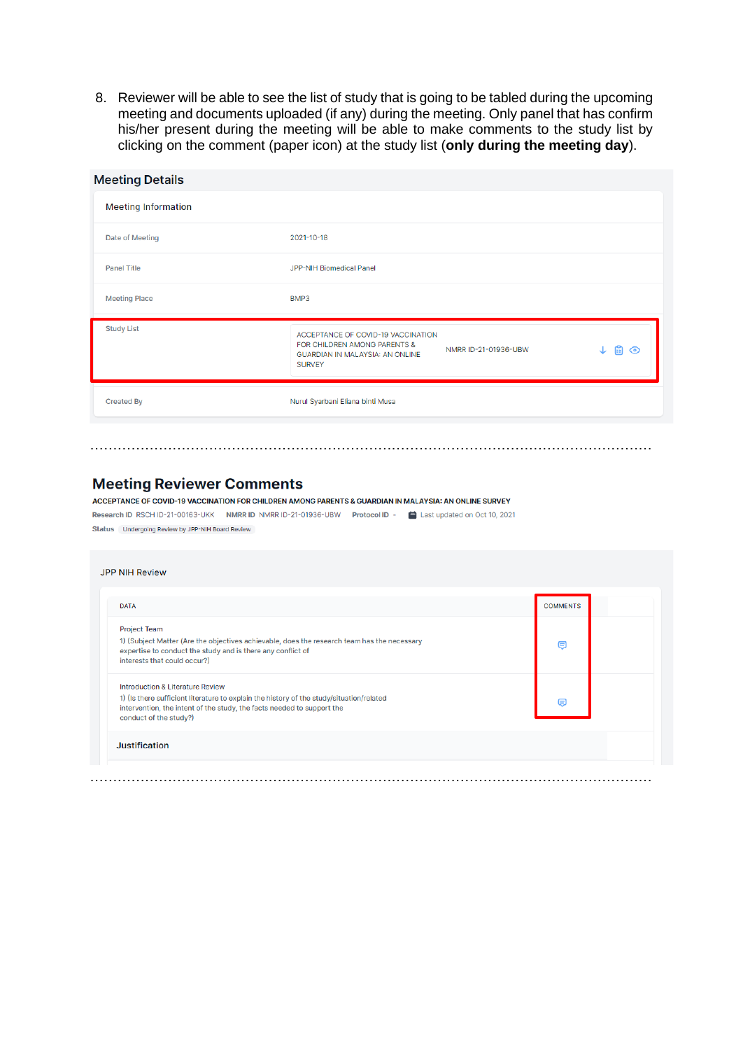8. Reviewer will be able to see the list of study that is going to be tabled during the upcoming meeting and documents uploaded (if any) during the meeting. Only panel that has confirm his/her present during the meeting will be able to make comments to the study list by clicking on the comment (paper icon) at the study list (**only during the meeting day**).

## Meeting Details

**Meeting Information**

| | |
|---|---|
| Date of Meeting | 2021-10-18 |
| Panel Title | JPP-NIH Biomedical Panel |
| Meeting Place | BMP3 |
| Study List | ACCEPTANCE OF COVID-19 VACCINATION FOR CHILDREN AMONG PARENTS & GUARDIAN IN MALAYSIA: AN ONLINE SURVEY — NMRR ID-21-01936-UBW |
| Created By | Nurul Syarbani Eliana binti Musa |

## Meeting Reviewer Comments

**ACCEPTANCE OF COVID-19 VACCINATION FOR CHILDREN AMONG PARENTS & GUARDIAN IN MALAYSIA: AN ONLINE SURVEY**

**Research ID** RSCH ID-21-00163-UKK **NMRR ID** NMRR ID-21-01936-UBW **Protocol ID** - Last updated on Oct 10, 2021

**Status** Undergoing Review by JPP-NIH Board Review

JPP NIH Review

| DATA | COMMENTS |
|---|---|
| Project Team<br>1) (Subject Matter (Are the objectives achievable, does the research team has the necessary expertise to conduct the study and is there any conflict of interests that could occur?) | |
| Introduction & Literature Review<br>1) (Is there sufficient literature to explain the history of the study/situation/related intervention, the intent of the study, the facts needed to support the conduct of the study?) | |
| **Justification** | |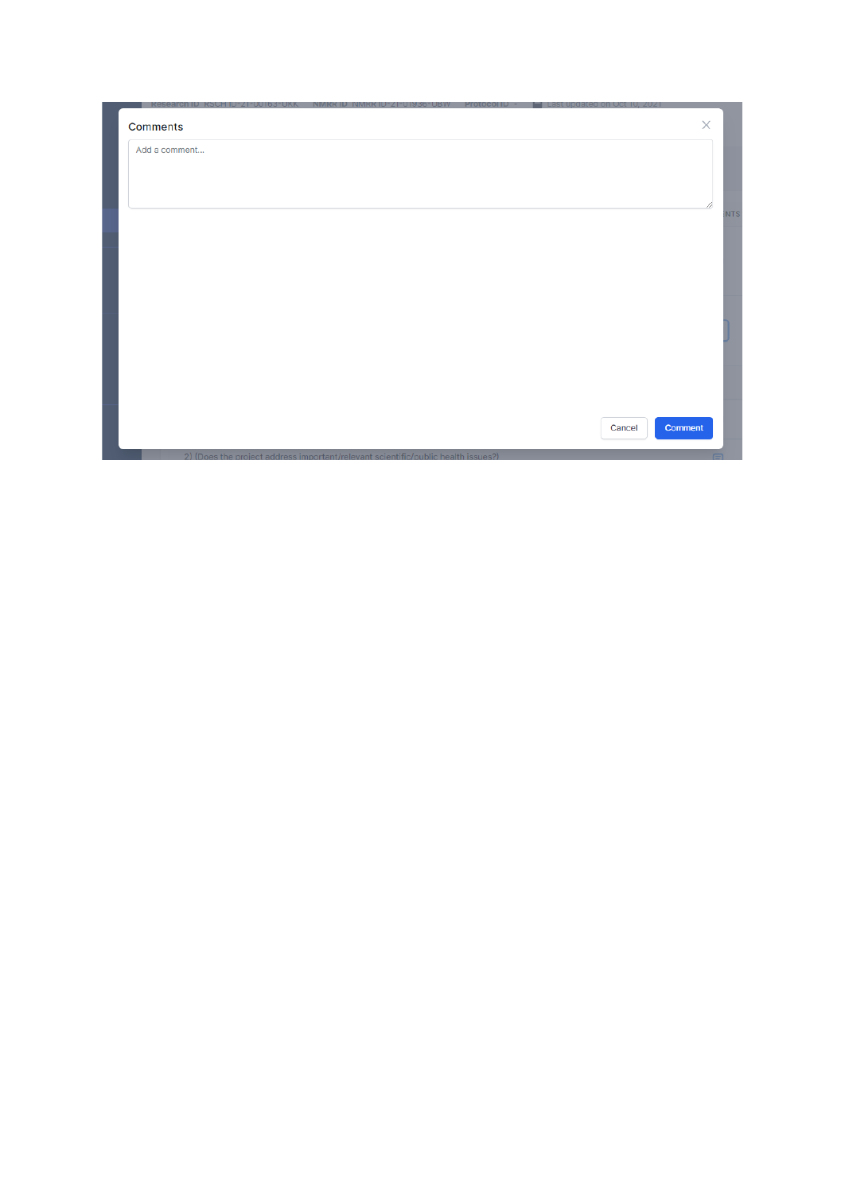**Comments**

Add a comment...

Cancel

Comment